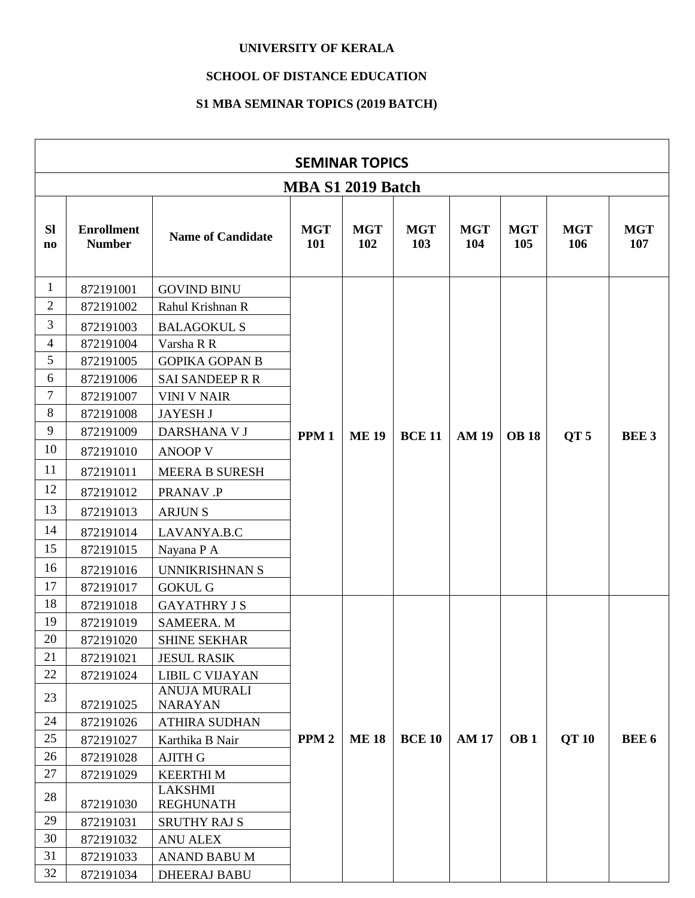**UNIVERSITY OF KERALA**

**SCHOOL OF DISTANCE EDUCATION**

**S1 MBA SEMINAR TOPICS (2019 BATCH)**

| SEMINAR TOPICS | | | | | | | | | |
|---|---|---|---|---|---|---|---|---|---|
| **MBA S1 2019 Batch** | | | | | | | | | |
| **Sl no** | **Enrollment Number** | **Name of Candidate** | **MGT 101** | **MGT 102** | **MGT 103** | **MGT 104** | **MGT 105** | **MGT 106** | **MGT 107** |
| 1 | 872191001 | GOVIND BINU | PPM 1 | ME 19 | BCE 11 | AM 19 | OB 18 | QT 5 | BEE 3 |
| 2 | 872191002 | Rahul Krishnan R | | | | | | | |
| 3 | 872191003 | BALAGOKUL S | | | | | | | |
| 4 | 872191004 | Varsha R R | | | | | | | |
| 5 | 872191005 | GOPIKA GOPAN B | | | | | | | |
| 6 | 872191006 | SAI SANDEEP R R | | | | | | | |
| 7 | 872191007 | VINI V NAIR | | | | | | | |
| 8 | 872191008 | JAYESH J | | | | | | | |
| 9 | 872191009 | DARSHANA V J | | | | | | | |
| 10 | 872191010 | ANOOP V | | | | | | | |
| 11 | 872191011 | MEERA B SURESH | | | | | | | |
| 12 | 872191012 | PRANAV .P | | | | | | | |
| 13 | 872191013 | ARJUN S | | | | | | | |
| 14 | 872191014 | LAVANYA.B.C | | | | | | | |
| 15 | 872191015 | Nayana P A | | | | | | | |
| 16 | 872191016 | UNNIKRISHNAN S | | | | | | | |
| 17 | 872191017 | GOKUL G | | | | | | | |
| 18 | 872191018 | GAYATHRY J S | PPM 2 | ME 18 | BCE 10 | AM 17 | OB 1 | QT 10 | BEE 6 |
| 19 | 872191019 | SAMEERA. M | | | | | | | |
| 20 | 872191020 | SHINE SEKHAR | | | | | | | |
| 21 | 872191021 | JESUL RASIK | | | | | | | |
| 22 | 872191024 | LIBIL C VIJAYAN | | | | | | | |
| 23 | 872191025 | ANUJA MURALI NARAYAN | | | | | | | |
| 24 | 872191026 | ATHIRA SUDHAN | | | | | | | |
| 25 | 872191027 | Karthika B Nair | | | | | | | |
| 26 | 872191028 | AJITH G | | | | | | | |
| 27 | 872191029 | KEERTHI M | | | | | | | |
| 28 | 872191030 | LAKSHMI REGHUNATH | | | | | | | |
| 29 | 872191031 | SRUTHY RAJ S | | | | | | | |
| 30 | 872191032 | ANU ALEX | | | | | | | |
| 31 | 872191033 | ANAND BABU M | | | | | | | |
| 32 | 872191034 | DHEERAJ BABU | | | | | | | |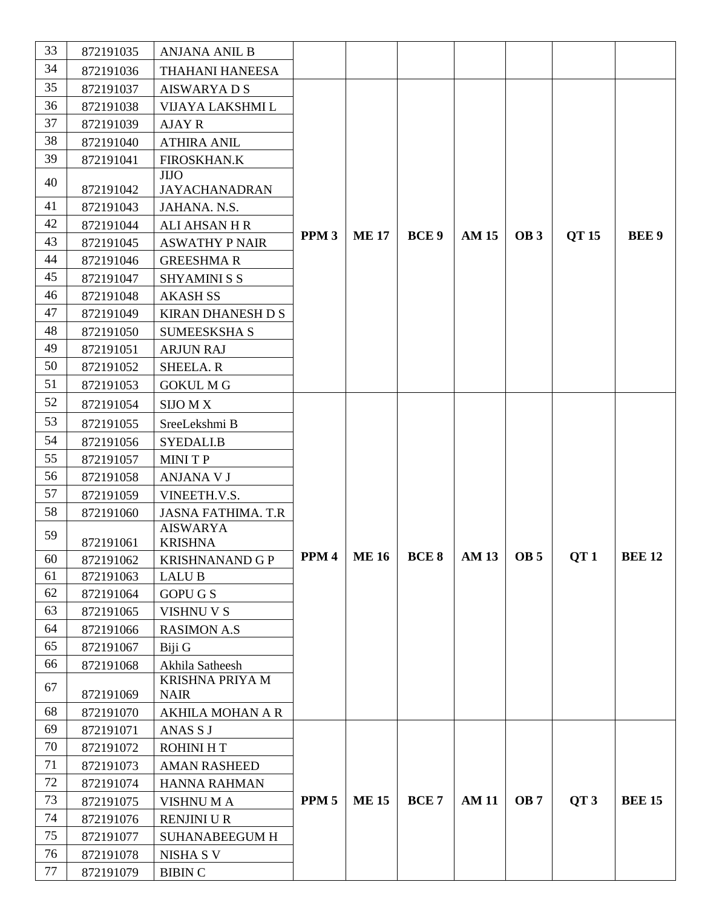| 33 | 872191035 | ANJANA ANIL B | | | | | | | |
|---|---|---|---|---|---|---|---|---|---|
| 34 | 872191036 | THAHANI HANEESA | | | | | | | |
| 35 | 872191037 | AISWARYA D S | **PPM 3** | **ME 17** | **BCE 9** | **AM 15** | **OB 3** | **QT 15** | **BEE 9** |
| 36 | 872191038 | VIJAYA LAKSHMI L | | | | | | | |
| 37 | 872191039 | AJAY R | | | | | | | |
| 38 | 872191040 | ATHIRA ANIL | | | | | | | |
| 39 | 872191041 | FIROSKHAN.K | | | | | | | |
| 40 | 872191042 | JIJO JAYACHANADRAN | | | | | | | |
| 41 | 872191043 | JAHANA. N.S. | | | | | | | |
| 42 | 872191044 | ALI AHSAN H R | | | | | | | |
| 43 | 872191045 | ASWATHY P NAIR | | | | | | | |
| 44 | 872191046 | GREESHMA R | | | | | | | |
| 45 | 872191047 | SHYAMINI S S | | | | | | | |
| 46 | 872191048 | AKASH SS | | | | | | | |
| 47 | 872191049 | KIRAN DHANESH D S | | | | | | | |
| 48 | 872191050 | SUMEESKSHA S | | | | | | | |
| 49 | 872191051 | ARJUN RAJ | | | | | | | |
| 50 | 872191052 | SHEELA. R | | | | | | | |
| 51 | 872191053 | GOKUL M G | | | | | | | |
| 52 | 872191054 | SIJO M X | **PPM 4** | **ME 16** | **BCE 8** | **AM 13** | **OB 5** | **QT 1** | **BEE 12** |
| 53 | 872191055 | SreeLekshmi B | | | | | | | |
| 54 | 872191056 | SYEDALI.B | | | | | | | |
| 55 | 872191057 | MINI T P | | | | | | | |
| 56 | 872191058 | ANJANA V J | | | | | | | |
| 57 | 872191059 | VINEETH.V.S. | | | | | | | |
| 58 | 872191060 | JASNA FATHIMA. T.R | | | | | | | |
| 59 | 872191061 | AISWARYA KRISHNA | | | | | | | |
| 60 | 872191062 | KRISHNANAND G P | | | | | | | |
| 61 | 872191063 | LALU B | | | | | | | |
| 62 | 872191064 | GOPU G S | | | | | | | |
| 63 | 872191065 | VISHNU V S | | | | | | | |
| 64 | 872191066 | RASIMON A.S | | | | | | | |
| 65 | 872191067 | Biji G | | | | | | | |
| 66 | 872191068 | Akhila Satheesh | | | | | | | |
| 67 | 872191069 | KRISHNA PRIYA M NAIR | | | | | | | |
| 68 | 872191070 | AKHILA MOHAN A R | | | | | | | |
| 69 | 872191071 | ANAS S J | **PPM 5** | **ME 15** | **BCE 7** | **AM 11** | **OB 7** | **QT 3** | **BEE 15** |
| 70 | 872191072 | ROHINI H T | | | | | | | |
| 71 | 872191073 | AMAN RASHEED | | | | | | | |
| 72 | 872191074 | HANNA RAHMAN | | | | | | | |
| 73 | 872191075 | VISHNU M A | | | | | | | |
| 74 | 872191076 | RENJINI U R | | | | | | | |
| 75 | 872191077 | SUHANABEEGUM H | | | | | | | |
| 76 | 872191078 | NISHA S V | | | | | | | |
| 77 | 872191079 | BIBIN C | | | | | | | |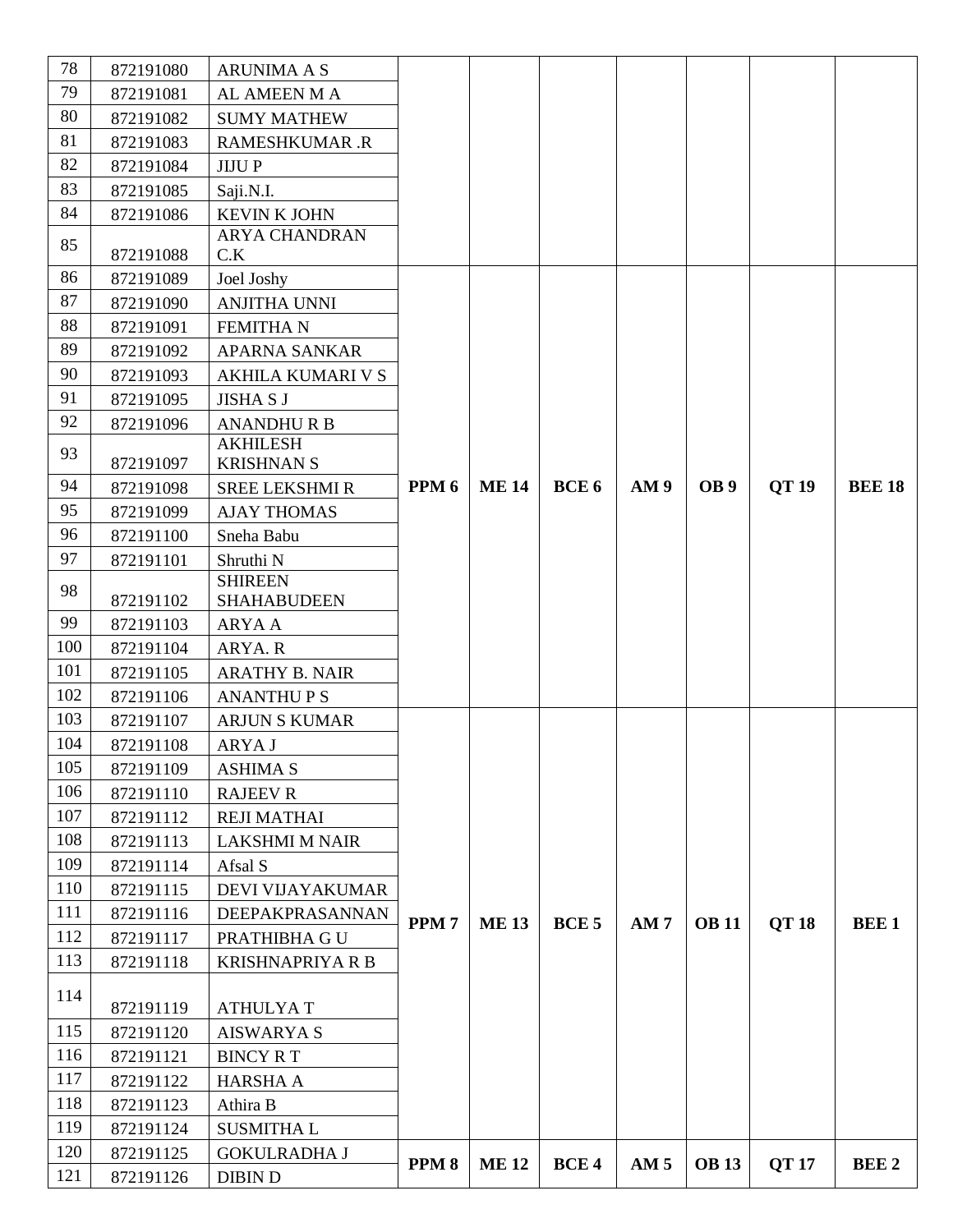| 78 | 872191080 | ARUNIMA A S | | | | | | | |
|---|---|---|---|---|---|---|---|---|---|
| 79 | 872191081 | AL AMEEN M A | | | | | | | |
| 80 | 872191082 | SUMY MATHEW | | | | | | | |
| 81 | 872191083 | RAMESHKUMAR .R | | | | | | | |
| 82 | 872191084 | JIJU P | | | | | | | |
| 83 | 872191085 | Saji.N.I. | | | | | | | |
| 84 | 872191086 | KEVIN K JOHN | | | | | | | |
| 85 | 872191088 | ARYA CHANDRAN C.K | | | | | | | |
| 86 | 872191089 | Joel Joshy | **PPM 6** | **ME 14** | **BCE 6** | **AM 9** | **OB 9** | **QT 19** | **BEE 18** |
| 87 | 872191090 | ANJITHA UNNI | | | | | | | |
| 88 | 872191091 | FEMITHA N | | | | | | | |
| 89 | 872191092 | APARNA SANKAR | | | | | | | |
| 90 | 872191093 | AKHILA KUMARI V S | | | | | | | |
| 91 | 872191095 | JISHA S J | | | | | | | |
| 92 | 872191096 | ANANDHU R B | | | | | | | |
| 93 | 872191097 | AKHILESH KRISHNAN S | | | | | | | |
| 94 | 872191098 | SREE LEKSHMI R | | | | | | | |
| 95 | 872191099 | AJAY THOMAS | | | | | | | |
| 96 | 872191100 | Sneha Babu | | | | | | | |
| 97 | 872191101 | Shruthi N | | | | | | | |
| 98 | 872191102 | SHIREEN SHAHABUDEEN | | | | | | | |
| 99 | 872191103 | ARYA A | | | | | | | |
| 100 | 872191104 | ARYA. R | | | | | | | |
| 101 | 872191105 | ARATHY B. NAIR | | | | | | | |
| 102 | 872191106 | ANANTHU P S | | | | | | | |
| 103 | 872191107 | ARJUN S KUMAR | **PPM 7** | **ME 13** | **BCE 5** | **AM 7** | **OB 11** | **QT 18** | **BEE 1** |
| 104 | 872191108 | ARYA J | | | | | | | |
| 105 | 872191109 | ASHIMA S | | | | | | | |
| 106 | 872191110 | RAJEEV R | | | | | | | |
| 107 | 872191112 | REJI MATHAI | | | | | | | |
| 108 | 872191113 | LAKSHMI M NAIR | | | | | | | |
| 109 | 872191114 | Afsal S | | | | | | | |
| 110 | 872191115 | DEVI VIJAYAKUMAR | | | | | | | |
| 111 | 872191116 | DEEPAKPRASANNAN | | | | | | | |
| 112 | 872191117 | PRATHIBHA G U | | | | | | | |
| 113 | 872191118 | KRISHNAPRIYA R B | | | | | | | |
| 114 | 872191119 | ATHULYA T | | | | | | | |
| 115 | 872191120 | AISWARYA S | | | | | | | |
| 116 | 872191121 | BINCY R T | | | | | | | |
| 117 | 872191122 | HARSHA A | | | | | | | |
| 118 | 872191123 | Athira B | | | | | | | |
| 119 | 872191124 | SUSMITHA L | | | | | | | |
| 120 | 872191125 | GOKULRADHA J | **PPM 8** | **ME 12** | **BCE 4** | **AM 5** | **OB 13** | **QT 17** | **BEE 2** |
| 121 | 872191126 | DIBIN D | | | | | | | |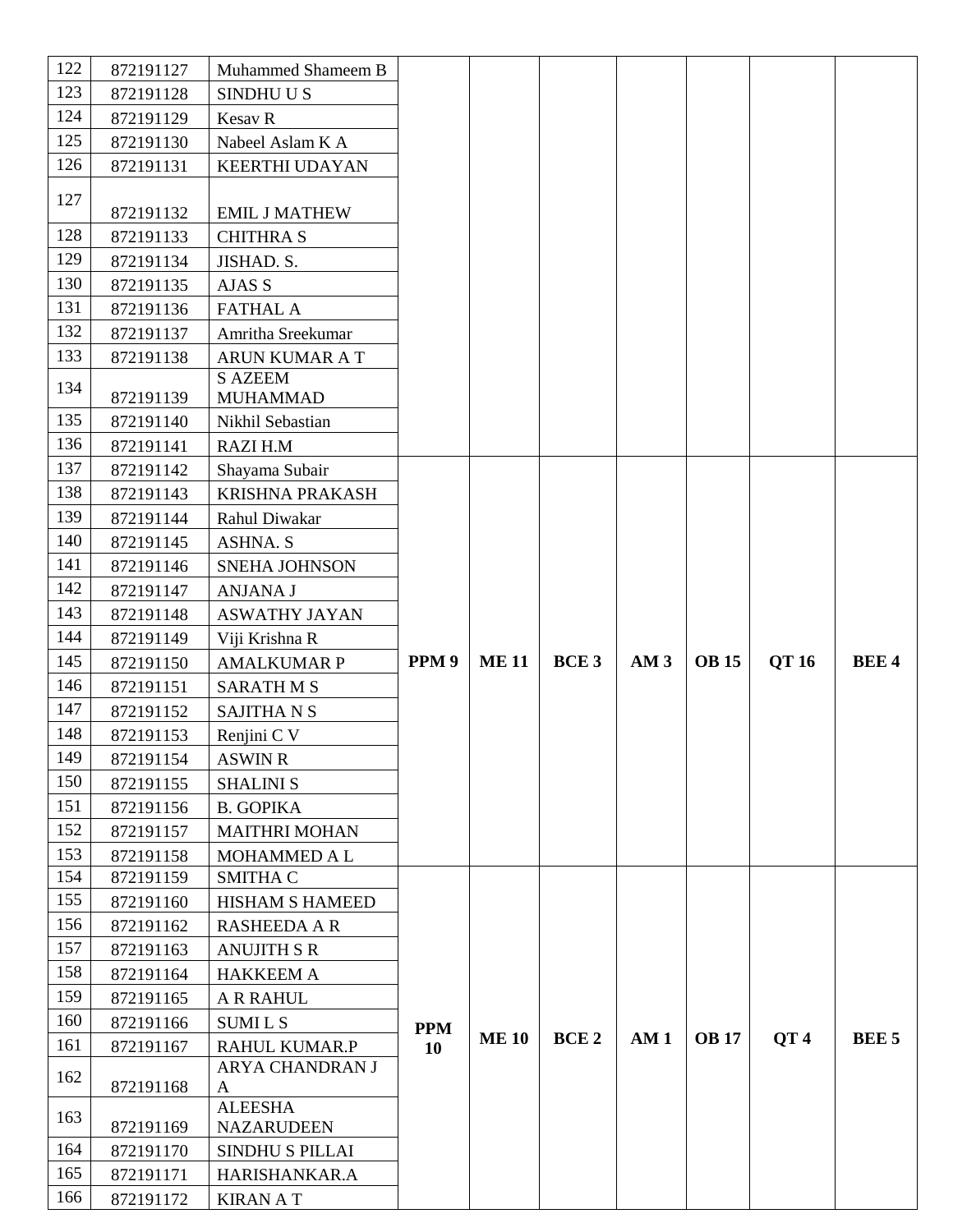| | | | | | | | | | |
|---|---|---|---|---|---|---|---|---|---|
| 122 | 872191127 | Muhammed Shameem B | | | | | | | |
| 123 | 872191128 | SINDHU U S | | | | | | | |
| 124 | 872191129 | Kesav R | | | | | | | |
| 125 | 872191130 | Nabeel Aslam K A | | | | | | | |
| 126 | 872191131 | KEERTHI UDAYAN | | | | | | | |
| 127 | 872191132 | EMIL J MATHEW | | | | | | | |
| 128 | 872191133 | CHITHRA S | | | | | | | |
| 129 | 872191134 | JISHAD. S. | | | | | | | |
| 130 | 872191135 | AJAS S | | | | | | | |
| 131 | 872191136 | FATHAL A | | | | | | | |
| 132 | 872191137 | Amritha Sreekumar | | | | | | | |
| 133 | 872191138 | ARUN KUMAR A T | | | | | | | |
| 134 | 872191139 | S AZEEM MUHAMMAD | | | | | | | |
| 135 | 872191140 | Nikhil Sebastian | | | | | | | |
| 136 | 872191141 | RAZI H.M | | | | | | | |
| 137 | 872191142 | Shayama Subair | **PPM 9** | **ME 11** | **BCE 3** | **AM 3** | **OB 15** | **QT 16** | **BEE 4** |
| 138 | 872191143 | KRISHNA PRAKASH | | | | | | | |
| 139 | 872191144 | Rahul Diwakar | | | | | | | |
| 140 | 872191145 | ASHNA. S | | | | | | | |
| 141 | 872191146 | SNEHA JOHNSON | | | | | | | |
| 142 | 872191147 | ANJANA J | | | | | | | |
| 143 | 872191148 | ASWATHY JAYAN | | | | | | | |
| 144 | 872191149 | Viji Krishna R | | | | | | | |
| 145 | 872191150 | AMALKUMAR P | | | | | | | |
| 146 | 872191151 | SARATH M S | | | | | | | |
| 147 | 872191152 | SAJITHA N S | | | | | | | |
| 148 | 872191153 | Renjini C V | | | | | | | |
| 149 | 872191154 | ASWIN R | | | | | | | |
| 150 | 872191155 | SHALINI S | | | | | | | |
| 151 | 872191156 | B. GOPIKA | | | | | | | |
| 152 | 872191157 | MAITHRI MOHAN | | | | | | | |
| 153 | 872191158 | MOHAMMED A L | | | | | | | |
| 154 | 872191159 | SMITHA C | **PPM 10** | **ME 10** | **BCE 2** | **AM 1** | **OB 17** | **QT 4** | **BEE 5** |
| 155 | 872191160 | HISHAM S HAMEED | | | | | | | |
| 156 | 872191162 | RASHEEDA A R | | | | | | | |
| 157 | 872191163 | ANUJITH S R | | | | | | | |
| 158 | 872191164 | HAKKEEM A | | | | | | | |
| 159 | 872191165 | A R RAHUL | | | | | | | |
| 160 | 872191166 | SUMI L S | | | | | | | |
| 161 | 872191167 | RAHUL KUMAR.P | | | | | | | |
| 162 | 872191168 | ARYA CHANDRAN J A | | | | | | | |
| 163 | 872191169 | ALEESHA NAZARUDEEN | | | | | | | |
| 164 | 872191170 | SINDHU S PILLAI | | | | | | | |
| 165 | 872191171 | HARISHANKAR.A | | | | | | | |
| 166 | 872191172 | KIRAN A T | | | | | | | |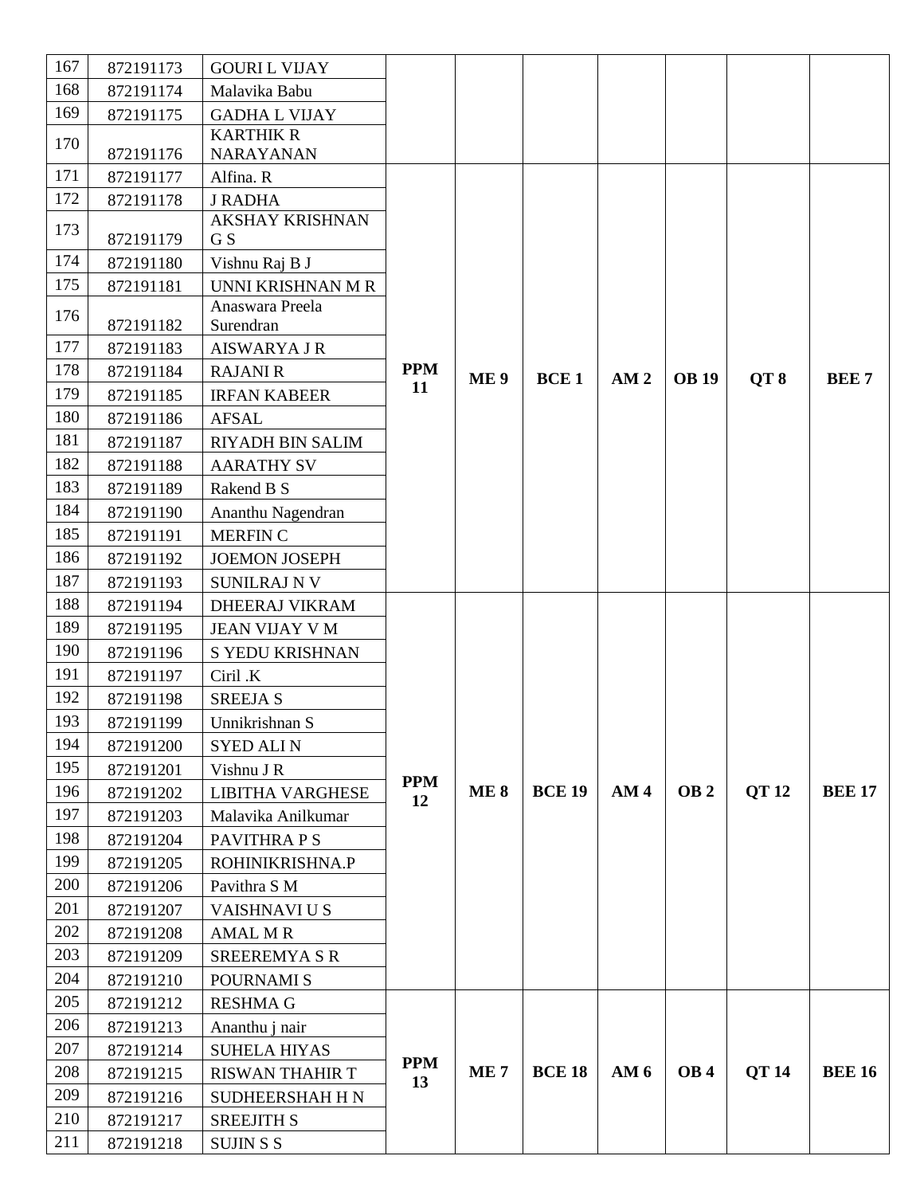| | | | | | | | | | |
|---|---|---|---|---|---|---|---|---|---|
| 167 | 872191173 | GOURI L VIJAY | | | | | | | |
| 168 | 872191174 | Malavika Babu | | | | | | | |
| 169 | 872191175 | GADHA L VIJAY | | | | | | | |
| 170 | 872191176 | KARTHIK R NARAYANAN | | | | | | | |
| 171 | 872191177 | Alfina. R | **PPM 11** | **ME 9** | **BCE 1** | **AM 2** | **OB 19** | **QT 8** | **BEE 7** |
| 172 | 872191178 | J RADHA | | | | | | | |
| 173 | 872191179 | AKSHAY KRISHNAN G S | | | | | | | |
| 174 | 872191180 | Vishnu Raj B J | | | | | | | |
| 175 | 872191181 | UNNI KRISHNAN M R | | | | | | | |
| 176 | 872191182 | Anaswara Preela Surendran | | | | | | | |
| 177 | 872191183 | AISWARYA J R | | | | | | | |
| 178 | 872191184 | RAJANI R | | | | | | | |
| 179 | 872191185 | IRFAN KABEER | | | | | | | |
| 180 | 872191186 | AFSAL | | | | | | | |
| 181 | 872191187 | RIYADH BIN SALIM | | | | | | | |
| 182 | 872191188 | AARATHY SV | | | | | | | |
| 183 | 872191189 | Rakend B S | | | | | | | |
| 184 | 872191190 | Ananthu Nagendran | | | | | | | |
| 185 | 872191191 | MERFIN C | | | | | | | |
| 186 | 872191192 | JOEMON JOSEPH | | | | | | | |
| 187 | 872191193 | SUNILRAJ N V | | | | | | | |
| 188 | 872191194 | DHEERAJ VIKRAM | **PPM 12** | **ME 8** | **BCE 19** | **AM 4** | **OB 2** | **QT 12** | **BEE 17** |
| 189 | 872191195 | JEAN VIJAY V M | | | | | | | |
| 190 | 872191196 | S YEDU KRISHNAN | | | | | | | |
| 191 | 872191197 | Ciril .K | | | | | | | |
| 192 | 872191198 | SREEJA S | | | | | | | |
| 193 | 872191199 | Unnikrishnan S | | | | | | | |
| 194 | 872191200 | SYED ALI N | | | | | | | |
| 195 | 872191201 | Vishnu J R | | | | | | | |
| 196 | 872191202 | LIBITHA VARGHESE | | | | | | | |
| 197 | 872191203 | Malavika Anilkumar | | | | | | | |
| 198 | 872191204 | PAVITHRA P S | | | | | | | |
| 199 | 872191205 | ROHINIKRISHNA.P | | | | | | | |
| 200 | 872191206 | Pavithra S M | | | | | | | |
| 201 | 872191207 | VAISHNAVI U S | | | | | | | |
| 202 | 872191208 | AMAL M R | | | | | | | |
| 203 | 872191209 | SREEREMYA S R | | | | | | | |
| 204 | 872191210 | POURNAMI S | | | | | | | |
| 205 | 872191212 | RESHMA G | **PPM 13** | **ME 7** | **BCE 18** | **AM 6** | **OB 4** | **QT 14** | **BEE 16** |
| 206 | 872191213 | Ananthu j nair | | | | | | | |
| 207 | 872191214 | SUHELA HIYAS | | | | | | | |
| 208 | 872191215 | RISWAN THAHIR T | | | | | | | |
| 209 | 872191216 | SUDHEERSHAH H N | | | | | | | |
| 210 | 872191217 | SREEJITH S | | | | | | | |
| 211 | 872191218 | SUJIN S S | | | | | | | |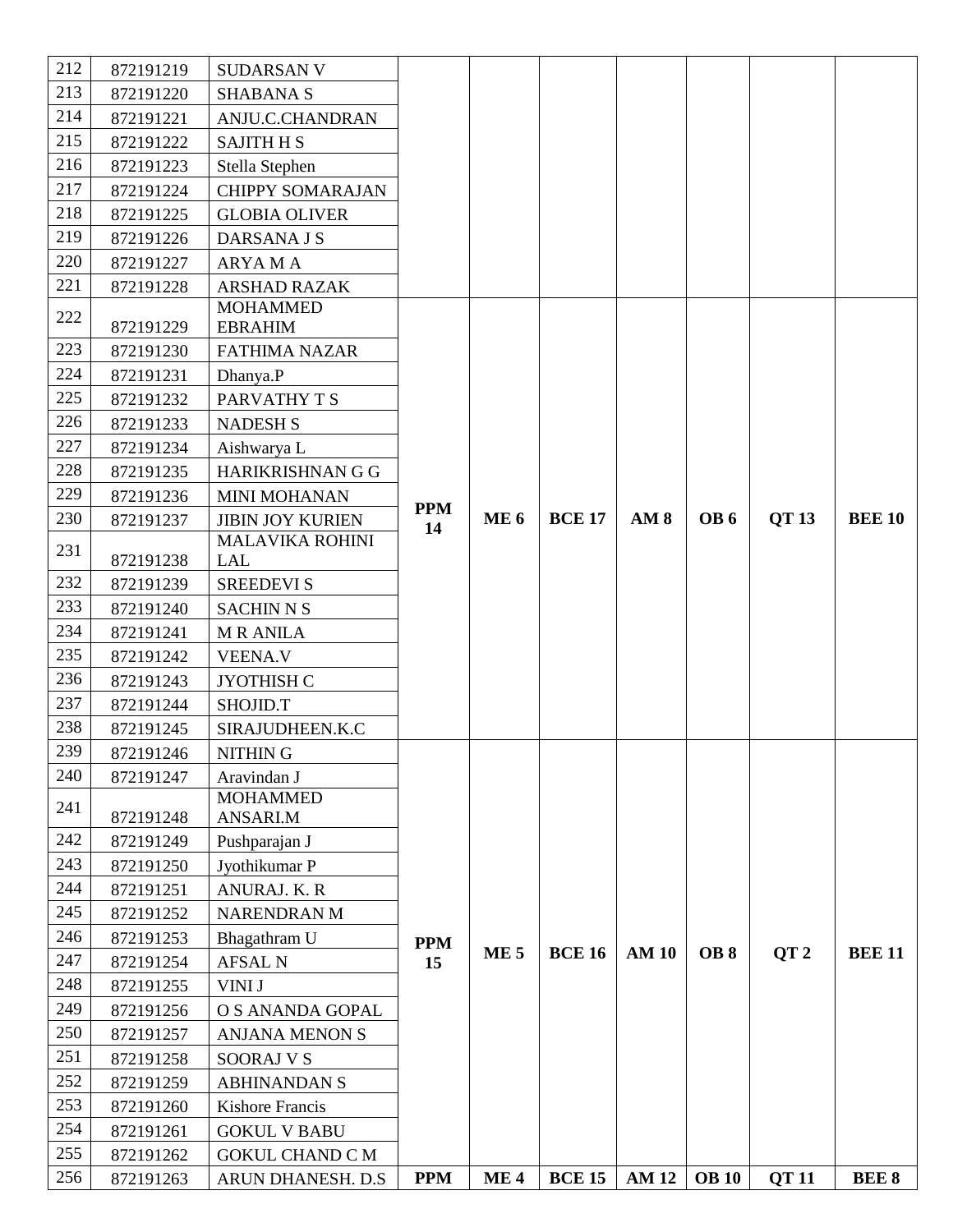| | | | | | | | | | |
|---|---|---|---|---|---|---|---|---|---|
| 212 | 872191219 | SUDARSAN V | | | | | | | |
| 213 | 872191220 | SHABANA S | | | | | | | |
| 214 | 872191221 | ANJU.C.CHANDRAN | | | | | | | |
| 215 | 872191222 | SAJITH H S | | | | | | | |
| 216 | 872191223 | Stella Stephen | | | | | | | |
| 217 | 872191224 | CHIPPY SOMARAJAN | | | | | | | |
| 218 | 872191225 | GLOBIA OLIVER | | | | | | | |
| 219 | 872191226 | DARSANA J S | | | | | | | |
| 220 | 872191227 | ARYA M A | | | | | | | |
| 221 | 872191228 | ARSHAD RAZAK | | | | | | | |
| 222 | 872191229 | MOHAMMED EBRAHIM | **PPM 14** | **ME 6** | **BCE 17** | **AM 8** | **OB 6** | **QT 13** | **BEE 10** |
| 223 | 872191230 | FATHIMA NAZAR | | | | | | | |
| 224 | 872191231 | Dhanya.P | | | | | | | |
| 225 | 872191232 | PARVATHY T S | | | | | | | |
| 226 | 872191233 | NADESH S | | | | | | | |
| 227 | 872191234 | Aishwarya L | | | | | | | |
| 228 | 872191235 | HARIKRISHNAN G G | | | | | | | |
| 229 | 872191236 | MINI MOHANAN | | | | | | | |
| 230 | 872191237 | JIBIN JOY KURIEN | | | | | | | |
| 231 | 872191238 | MALAVIKA ROHINI LAL | | | | | | | |
| 232 | 872191239 | SREEDEVI S | | | | | | | |
| 233 | 872191240 | SACHIN N S | | | | | | | |
| 234 | 872191241 | M R ANILA | | | | | | | |
| 235 | 872191242 | VEENA.V | | | | | | | |
| 236 | 872191243 | JYOTHISH C | | | | | | | |
| 237 | 872191244 | SHOJID.T | | | | | | | |
| 238 | 872191245 | SIRAJUDHEEN.K.C | | | | | | | |
| 239 | 872191246 | NITHIN G | **PPM 15** | **ME 5** | **BCE 16** | **AM 10** | **OB 8** | **QT 2** | **BEE 11** |
| 240 | 872191247 | Aravindan J | | | | | | | |
| 241 | 872191248 | MOHAMMED ANSARI.M | | | | | | | |
| 242 | 872191249 | Pushparajan J | | | | | | | |
| 243 | 872191250 | Jyothikumar P | | | | | | | |
| 244 | 872191251 | ANURAJ. K. R | | | | | | | |
| 245 | 872191252 | NARENDRAN M | | | | | | | |
| 246 | 872191253 | Bhagathram U | | | | | | | |
| 247 | 872191254 | AFSAL N | | | | | | | |
| 248 | 872191255 | VINI J | | | | | | | |
| 249 | 872191256 | O S ANANDA GOPAL | | | | | | | |
| 250 | 872191257 | ANJANA MENON S | | | | | | | |
| 251 | 872191258 | SOORAJ V S | | | | | | | |
| 252 | 872191259 | ABHINANDAN S | | | | | | | |
| 253 | 872191260 | Kishore Francis | | | | | | | |
| 254 | 872191261 | GOKUL V BABU | | | | | | | |
| 255 | 872191262 | GOKUL CHAND C M | | | | | | | |
| 256 | 872191263 | ARUN DHANESH. D.S | **PPM** | **ME 4** | **BCE 15** | **AM 12** | **OB 10** | **QT 11** | **BEE 8** |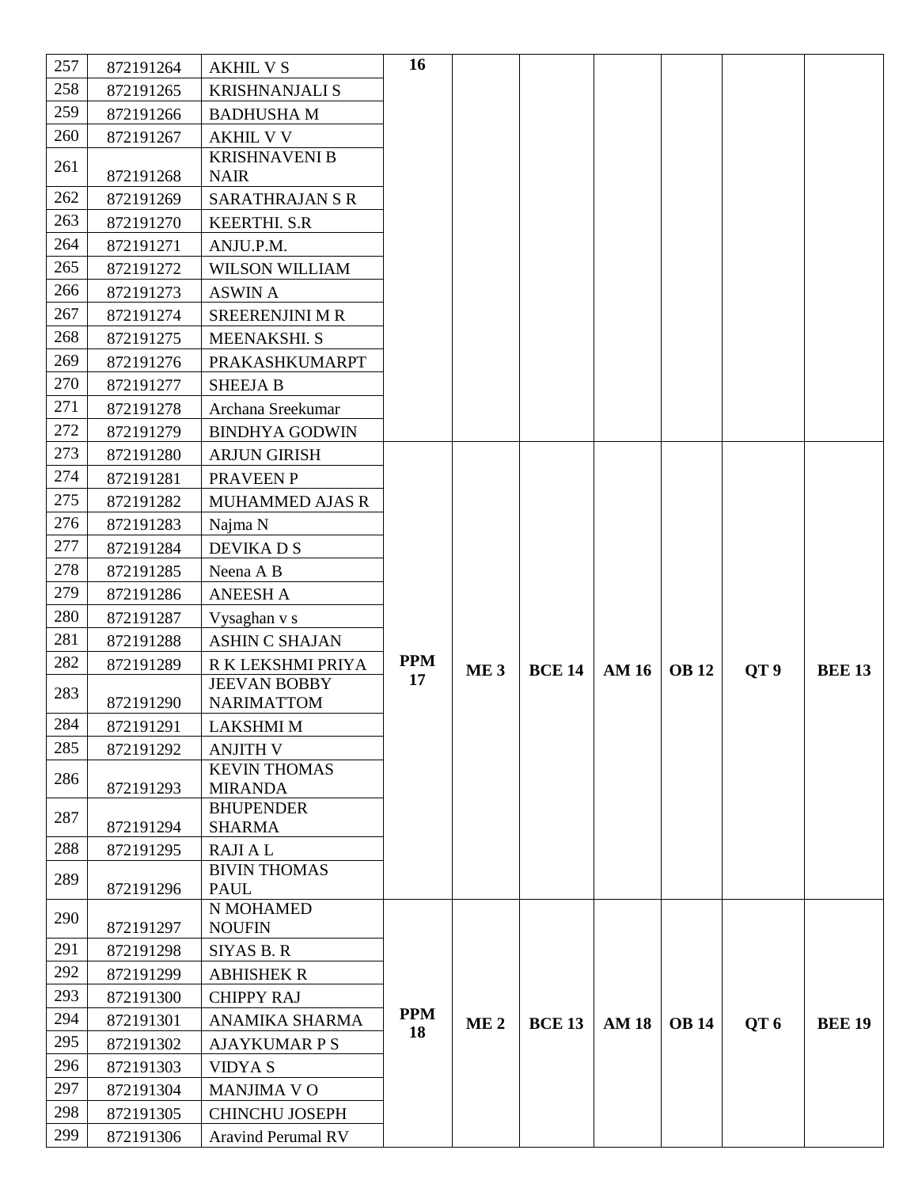| | | | | | | | | | |
|---|---|---|---|---|---|---|---|---|---|
| 257 | 872191264 | AKHIL V S | 16 | | | | | | |
| 258 | 872191265 | KRISHNANJALI S | | | | | | | |
| 259 | 872191266 | BADHUSHA M | | | | | | | |
| 260 | 872191267 | AKHIL V V | | | | | | | |
| 261 | 872191268 | KRISHNAVENI B NAIR | | | | | | | |
| 262 | 872191269 | SARATHRAJAN S R | | | | | | | |
| 263 | 872191270 | KEERTHI. S.R | | | | | | | |
| 264 | 872191271 | ANJU.P.M. | | | | | | | |
| 265 | 872191272 | WILSON WILLIAM | | | | | | | |
| 266 | 872191273 | ASWIN A | | | | | | | |
| 267 | 872191274 | SREERENJINI M R | | | | | | | |
| 268 | 872191275 | MEENAKSHI. S | | | | | | | |
| 269 | 872191276 | PRAKASHKUMARPT | | | | | | | |
| 270 | 872191277 | SHEEJA B | | | | | | | |
| 271 | 872191278 | Archana Sreekumar | | | | | | | |
| 272 | 872191279 | BINDHYA GODWIN | | | | | | | |
| 273 | 872191280 | ARJUN GIRISH | **PPM 17** | **ME 3** | **BCE 14** | **AM 16** | **OB 12** | **QT 9** | **BEE 13** |
| 274 | 872191281 | PRAVEEN P | | | | | | | |
| 275 | 872191282 | MUHAMMED AJAS R | | | | | | | |
| 276 | 872191283 | Najma N | | | | | | | |
| 277 | 872191284 | DEVIKA D S | | | | | | | |
| 278 | 872191285 | Neena A B | | | | | | | |
| 279 | 872191286 | ANEESH A | | | | | | | |
| 280 | 872191287 | Vysaghan v s | | | | | | | |
| 281 | 872191288 | ASHIN C SHAJAN | | | | | | | |
| 282 | 872191289 | R K LEKSHMI PRIYA | | | | | | | |
| 283 | 872191290 | JEEVAN BOBBY NARIMATTOM | | | | | | | |
| 284 | 872191291 | LAKSHMI M | | | | | | | |
| 285 | 872191292 | ANJITH V | | | | | | | |
| 286 | 872191293 | KEVIN THOMAS MIRANDA | | | | | | | |
| 287 | 872191294 | BHUPENDER SHARMA | | | | | | | |
| 288 | 872191295 | RAJI A L | | | | | | | |
| 289 | 872191296 | BIVIN THOMAS PAUL | | | | | | | |
| 290 | 872191297 | N MOHAMED NOUFIN | **PPM 18** | **ME 2** | **BCE 13** | **AM 18** | **OB 14** | **QT 6** | **BEE 19** |
| 291 | 872191298 | SIYAS B. R | | | | | | | |
| 292 | 872191299 | ABHISHEK R | | | | | | | |
| 293 | 872191300 | CHIPPY RAJ | | | | | | | |
| 294 | 872191301 | ANAMIKA SHARMA | | | | | | | |
| 295 | 872191302 | AJAYKUMAR P S | | | | | | | |
| 296 | 872191303 | VIDYA S | | | | | | | |
| 297 | 872191304 | MANJIMA V O | | | | | | | |
| 298 | 872191305 | CHINCHU JOSEPH | | | | | | | |
| 299 | 872191306 | Aravind Perumal RV | | | | | | | |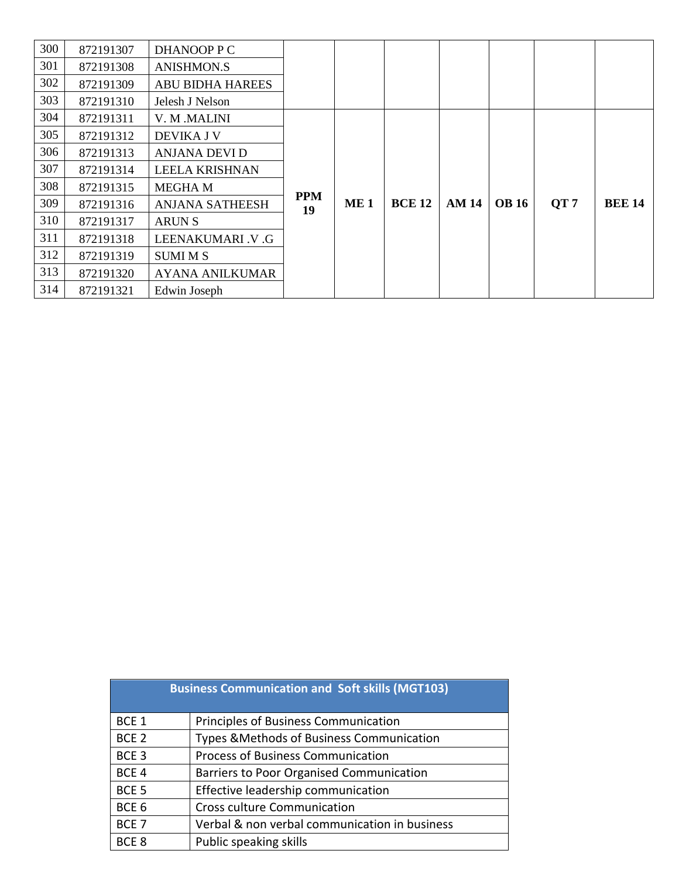| | | | | | | | | | | |
|---|---|---|---|---|---|---|---|---|---|---|
| 300 | 872191307 | DHANOOP P C | | | | | | | | |
| 301 | 872191308 | ANISHMON.S | | | | | | | | |
| 302 | 872191309 | ABU BIDHA HAREES | | | | | | | | |
| 303 | 872191310 | Jelesh J Nelson | | | | | | | | |
| 304 | 872191311 | V. M .MALINI | **PPM 19** | **ME 1** | **BCE 12** | **AM 14** | **OB 16** | **QT 7** | **BEE 14** |
| 305 | 872191312 | DEVIKA J V | | | | | | | |
| 306 | 872191313 | ANJANA DEVI D | | | | | | | |
| 307 | 872191314 | LEELA KRISHNAN | | | | | | | |
| 308 | 872191315 | MEGHA M | | | | | | | |
| 309 | 872191316 | ANJANA SATHEESH | | | | | | | |
| 310 | 872191317 | ARUN S | | | | | | | |
| 311 | 872191318 | LEENAKUMARI .V .G | | | | | | | |
| 312 | 872191319 | SUMI M S | | | | | | | |
| 313 | 872191320 | AYANA ANILKUMAR | | | | | | | |
| 314 | 872191321 | Edwin Joseph | | | | | | | |

| Business Communication and Soft skills (MGT103) | |
|---|---|
| BCE 1 | Principles of Business Communication |
| BCE 2 | Types &Methods of Business Communication |
| BCE 3 | Process of Business Communication |
| BCE 4 | Barriers to Poor Organised Communication |
| BCE 5 | Effective leadership communication |
| BCE 6 | Cross culture Communication |
| BCE 7 | Verbal & non verbal communication in business |
| BCE 8 | Public speaking skills |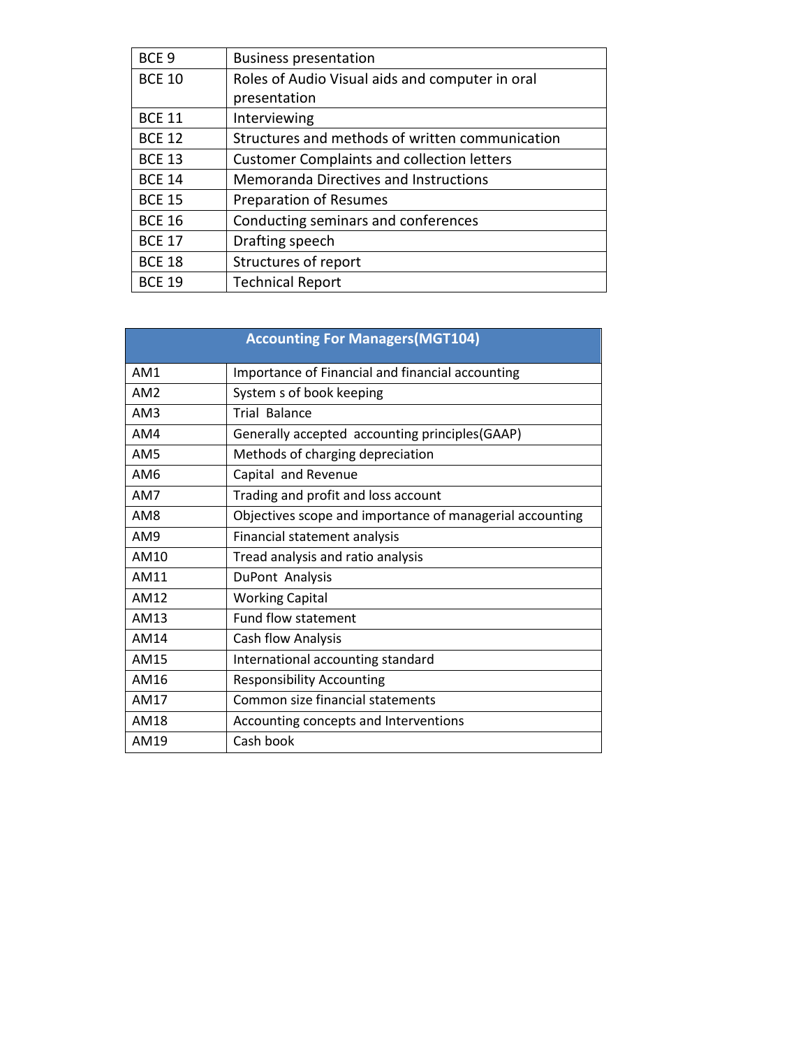| | |
|---|---|
| BCE 9 | Business presentation |
| BCE 10 | Roles of Audio Visual aids and computer in oral presentation |
| BCE 11 | Interviewing |
| BCE 12 | Structures and methods of written communication |
| BCE 13 | Customer Complaints and collection letters |
| BCE 14 | Memoranda Directives and Instructions |
| BCE 15 | Preparation of Resumes |
| BCE 16 | Conducting seminars and conferences |
| BCE 17 | Drafting speech |
| BCE 18 | Structures of report |
| BCE 19 | Technical Report |

| **Accounting For Managers(MGT104)** | |
|---|---|
| AM1 | Importance of Financial and financial accounting |
| AM2 | System s of book keeping |
| AM3 | Trial Balance |
| AM4 | Generally accepted accounting principles(GAAP) |
| AM5 | Methods of charging depreciation |
| AM6 | Capital and Revenue |
| AM7 | Trading and profit and loss account |
| AM8 | Objectives scope and importance of managerial accounting |
| AM9 | Financial statement analysis |
| AM10 | Tread analysis and ratio analysis |
| AM11 | DuPont Analysis |
| AM12 | Working Capital |
| AM13 | Fund flow statement |
| AM14 | Cash flow Analysis |
| AM15 | International accounting standard |
| AM16 | Responsibility Accounting |
| AM17 | Common size financial statements |
| AM18 | Accounting concepts and Interventions |
| AM19 | Cash book |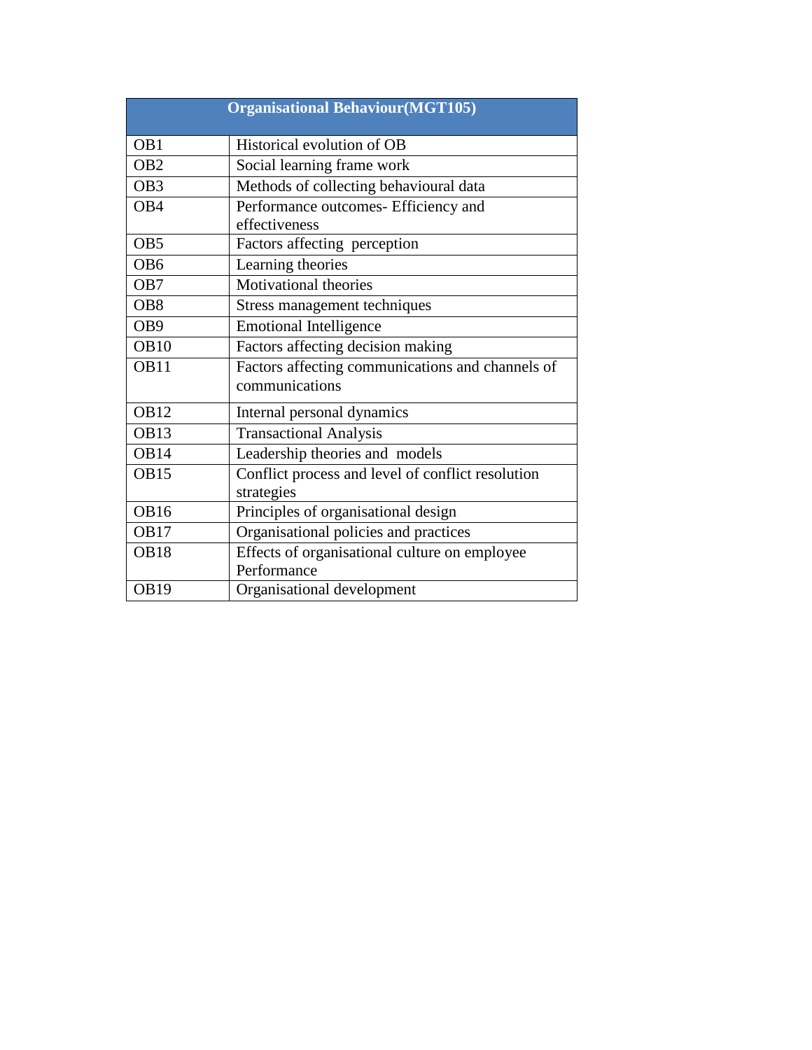| Organisational Behaviour(MGT105) | |
|---|---|
| OB1 | Historical evolution of OB |
| OB2 | Social learning frame work |
| OB3 | Methods of collecting behavioural data |
| OB4 | Performance outcomes- Efficiency and effectiveness |
| OB5 | Factors affecting perception |
| OB6 | Learning theories |
| OB7 | Motivational theories |
| OB8 | Stress management techniques |
| OB9 | Emotional Intelligence |
| OB10 | Factors affecting decision making |
| OB11 | Factors affecting communications and channels of communications |
| OB12 | Internal personal dynamics |
| OB13 | Transactional Analysis |
| OB14 | Leadership theories and models |
| OB15 | Conflict process and level of conflict resolution strategies |
| OB16 | Principles of organisational design |
| OB17 | Organisational policies and practices |
| OB18 | Effects of organisational culture on employee Performance |
| OB19 | Organisational development |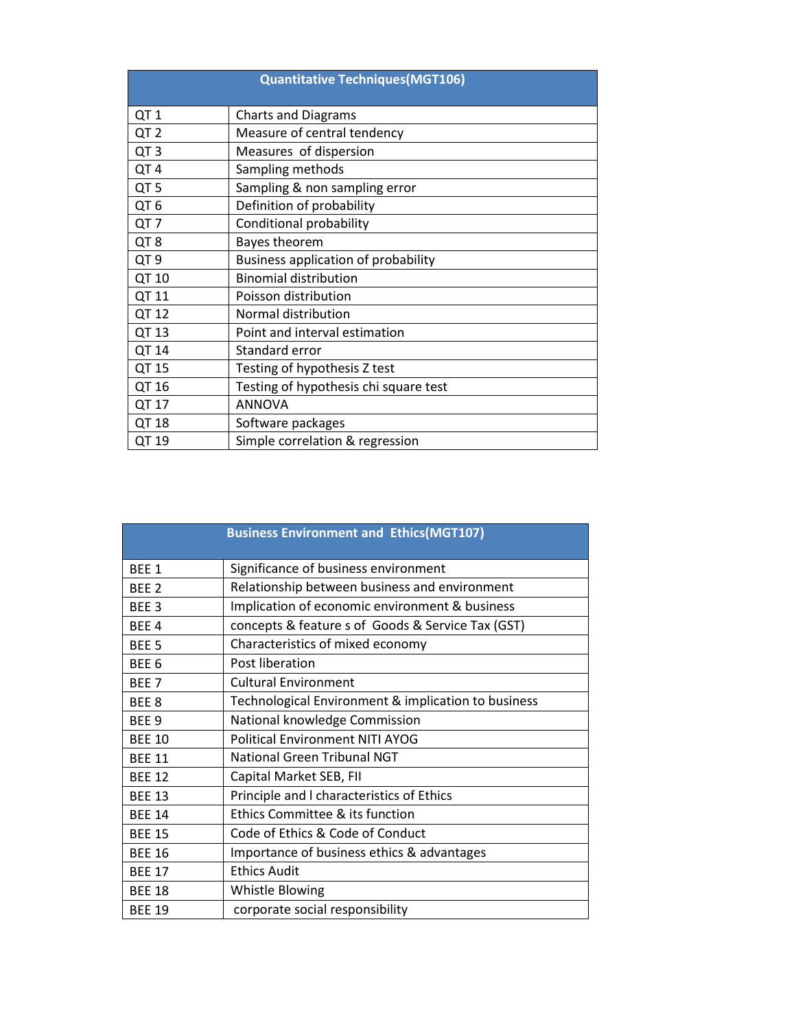| Quantitative Techniques(MGT106) | |
|---|---|
| QT 1 | Charts and Diagrams |
| QT 2 | Measure of central tendency |
| QT 3 | Measures of dispersion |
| QT 4 | Sampling methods |
| QT 5 | Sampling & non sampling error |
| QT 6 | Definition of probability |
| QT 7 | Conditional probability |
| QT 8 | Bayes theorem |
| QT 9 | Business application of probability |
| QT 10 | Binomial distribution |
| QT 11 | Poisson distribution |
| QT 12 | Normal distribution |
| QT 13 | Point and interval estimation |
| QT 14 | Standard error |
| QT 15 | Testing of hypothesis Z test |
| QT 16 | Testing of hypothesis chi square test |
| QT 17 | ANNOVA |
| QT 18 | Software packages |
| QT 19 | Simple correlation & regression |

| Business Environment and Ethics(MGT107) | |
|---|---|
| BEE 1 | Significance of business environment |
| BEE 2 | Relationship between business and environment |
| BEE 3 | Implication of economic environment & business |
| BEE 4 | concepts & feature s of Goods & Service Tax (GST) |
| BEE 5 | Characteristics of mixed economy |
| BEE 6 | Post liberation |
| BEE 7 | Cultural Environment |
| BEE 8 | Technological Environment & implication to business |
| BEE 9 | National knowledge Commission |
| BEE 10 | Political Environment NITI AYOG |
| BEE 11 | National Green Tribunal NGT |
| BEE 12 | Capital Market SEB, FII |
| BEE 13 | Principle and l characteristics of Ethics |
| BEE 14 | Ethics Committee & its function |
| BEE 15 | Code of Ethics & Code of Conduct |
| BEE 16 | Importance of business ethics & advantages |
| BEE 17 | Ethics Audit |
| BEE 18 | Whistle Blowing |
| BEE 19 | corporate social responsibility |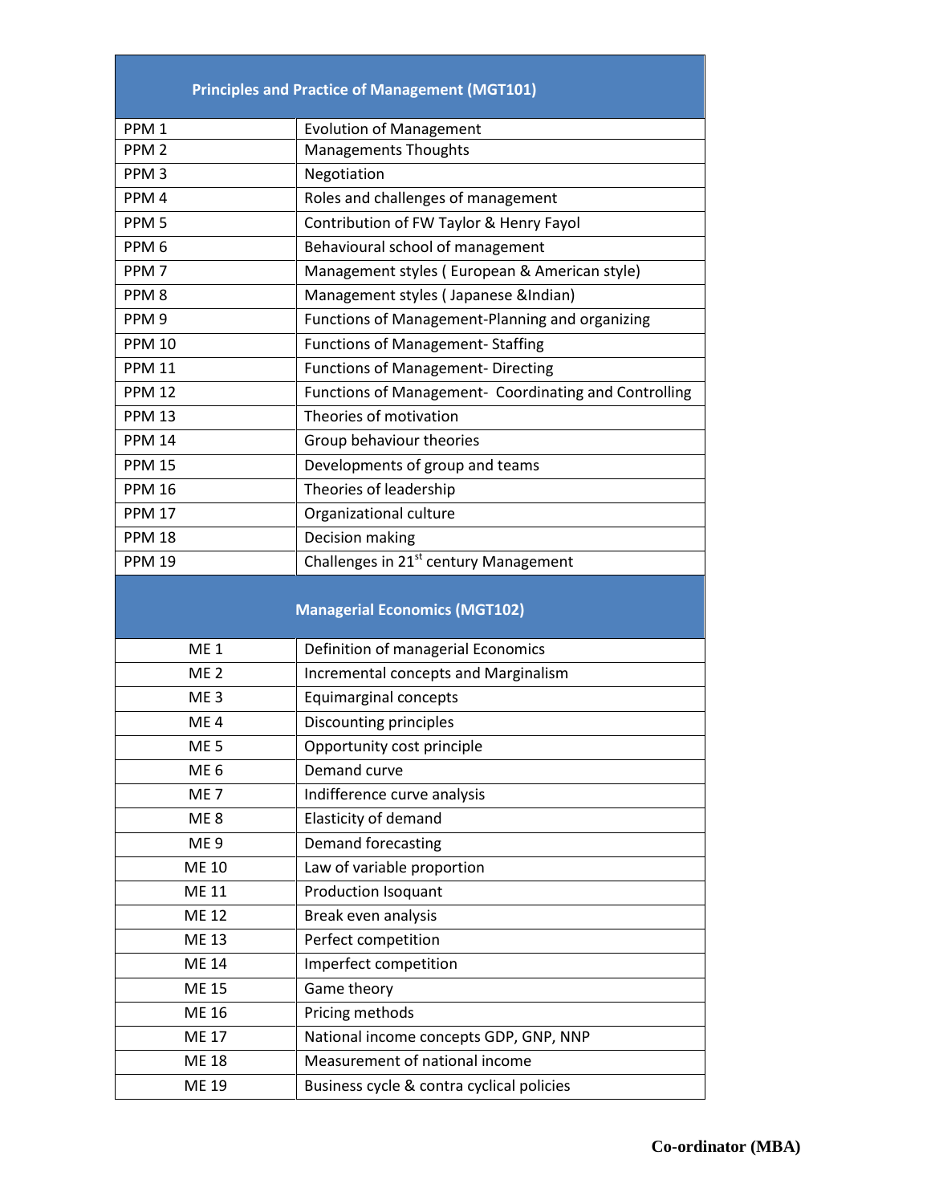| Principles and Practice of Management (MGT101) | |
|---|---|
| PPM 1 | Evolution of Management |
| PPM 2 | Managements Thoughts |
| PPM 3 | Negotiation |
| PPM 4 | Roles and challenges of management |
| PPM 5 | Contribution of FW Taylor & Henry Fayol |
| PPM 6 | Behavioural school of management |
| PPM 7 | Management styles ( European & American style) |
| PPM 8 | Management styles ( Japanese &Indian) |
| PPM 9 | Functions of Management-Planning and organizing |
| PPM 10 | Functions of Management- Staffing |
| PPM 11 | Functions of Management- Directing |
| PPM 12 | Functions of Management- Coordinating and Controlling |
| PPM 13 | Theories of motivation |
| PPM 14 | Group behaviour theories |
| PPM 15 | Developments of group and teams |
| PPM 16 | Theories of leadership |
| PPM 17 | Organizational culture |
| PPM 18 | Decision making |
| PPM 19 | Challenges in 21st century Management |

| Managerial Economics (MGT102) | |
|---|---|
| ME 1 | Definition of managerial Economics |
| ME 2 | Incremental concepts and Marginalism |
| ME 3 | Equimarginal concepts |
| ME 4 | Discounting principles |
| ME 5 | Opportunity cost principle |
| ME 6 | Demand curve |
| ME 7 | Indifference curve analysis |
| ME 8 | Elasticity of demand |
| ME 9 | Demand forecasting |
| ME 10 | Law of variable proportion |
| ME 11 | Production Isoquant |
| ME 12 | Break even analysis |
| ME 13 | Perfect competition |
| ME 14 | Imperfect competition |
| ME 15 | Game theory |
| ME 16 | Pricing methods |
| ME 17 | National income concepts GDP, GNP, NNP |
| ME 18 | Measurement of national income |
| ME 19 | Business cycle & contra cyclical policies |

**Co-ordinator (MBA)**